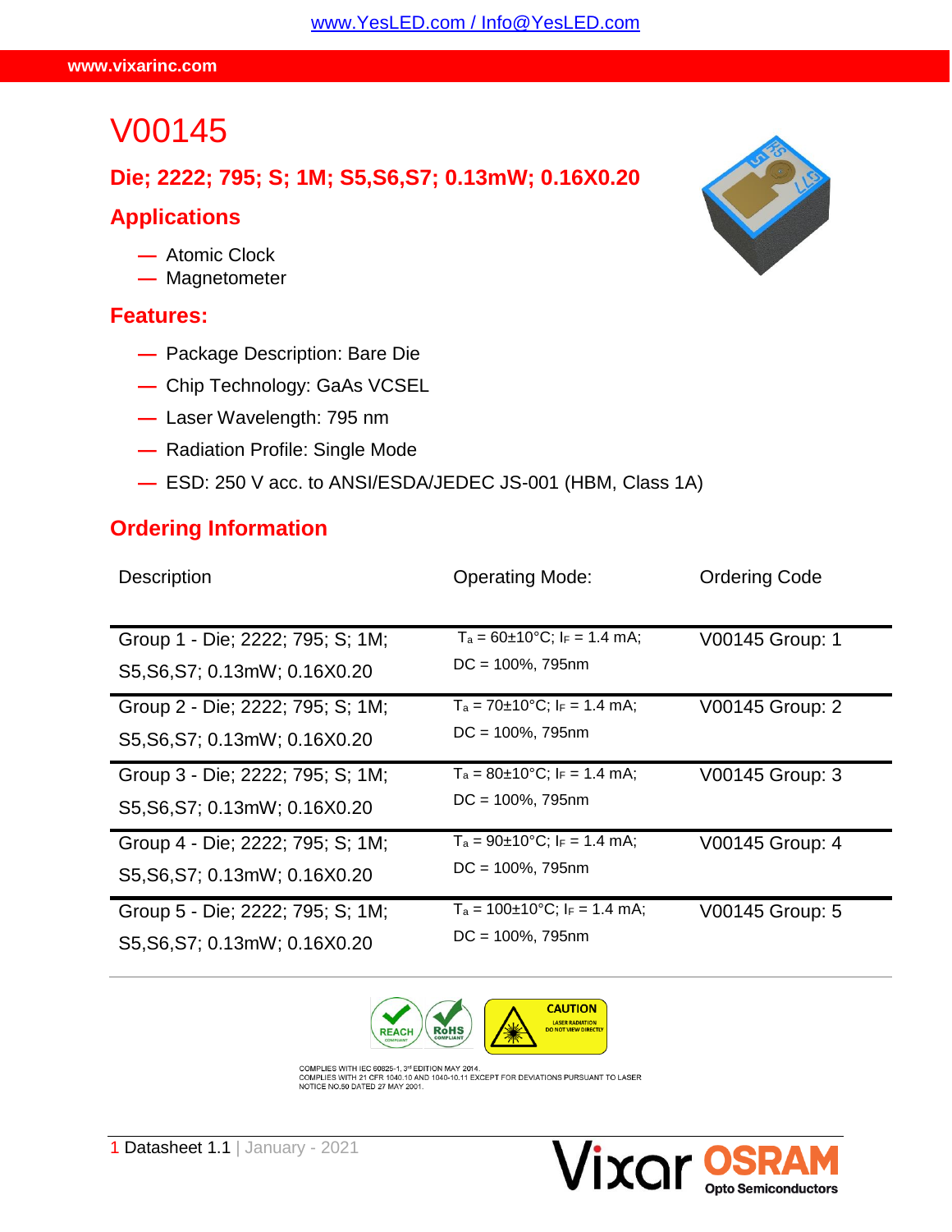# V00145

## Die; 2222; 795; S; 1M; S5,S6,S7; 0.13mW; 0.16X0.20

## Applications

- Atomic Clock
- Magnetometer

## Features:

- Package Description: Bare Die
- Chip Technology: GaAs VCSEL
- Laser Wavelength: 795 nm
- Radiation Profile: Single Mode
- ESD: 250 V acc. to ANSI/ESDA/JEDEC JS-001 (HBM, Class 1A)

## Ordering Information

| Description | Operating Mode: | Ordering Code |
| --- | --- | --- |
| Group 1 - Die; 2222; 795; S; 1M; S5,S6,S7; 0.13mW; 0.16X0.20 | $T_a$ = 60±10°C; $I_F$ = 1.4 mA; DC = 100%, 795nm | V00145 Group: 1 |
| Group 2 - Die; 2222; 795; S; 1M; S5,S6,S7; 0.13mW; 0.16X0.20 | $T_a$ = 70±10°C; $I_F$ = 1.4 mA; DC = 100%, 795nm | V00145 Group: 2 |
| Group 3 - Die; 2222; 795; S; 1M; S5,S6,S7; 0.13mW; 0.16X0.20 | $T_a$ = 80±10°C; $I_F$ = 1.4 mA; DC = 100%, 795nm | V00145 Group: 3 |
| Group 4 - Die; 2222; 795; S; 1M; S5,S6,S7; 0.13mW; 0.16X0.20 | $T_a$ = 90±10°C; $I_F$ = 1.4 mA; DC = 100%, 795nm | V00145 Group: 4 |
| Group 5 - Die; 2222; 795; S; 1M; S5,S6,S7; 0.13mW; 0.16X0.20 | $T_a$ = 100±10°C; $I_F$ = 1.4 mA; DC = 100%, 795nm | V00145 Group: 5 |

REACH COMPLIANT RoHS COMPLIANT

CAUTION LASER RADIATION DO NOT VIEW DIRECTLY

COMPLIES WITH IEC 60825-1, 3rd EDITION MAY 2014.
COMPLIES WITH 21 CFR 1040.10 AND 1040-10.11 EXCEPT FOR DEVIATIONS PURSUANT TO LASER NOTICE NO.50 DATED 27 MAY 2001.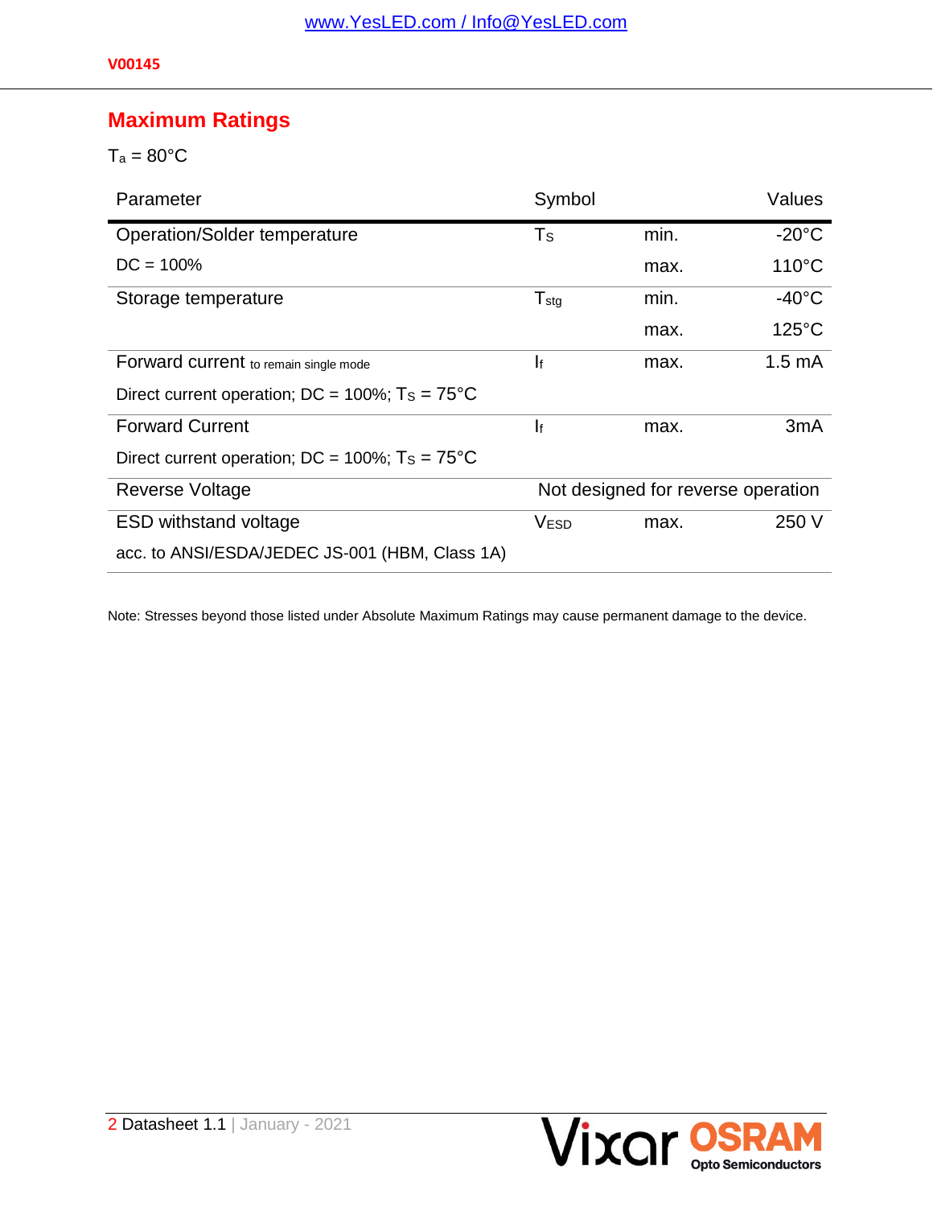## Maximum Ratings

$T_a$ = 80°C

| Parameter | Symbol | | Values |
|---|---|---|---|
| Operation/Solder temperature | $T_S$ | min. | -20°C |
| DC = 100% | | max. | 110°C |
| Storage temperature | $T_{stg}$ | min. | -40°C |
| | | max. | 125°C |
| Forward current to remain single mode | $I_f$ | max. | 1.5 mA |
| Direct current operation; DC = 100%; $T_S$ = 75°C | | | |
| Forward Current | $I_f$ | max. | 3mA |
| Direct current operation; DC = 100%; $T_S$ = 75°C | | | |
| Reverse Voltage | Not designed for reverse operation | | |
| ESD withstand voltage | $V_{ESD}$ | max. | 250 V |
| acc. to ANSI/ESDA/JEDEC JS-001 (HBM, Class 1A) | | | |

Note: Stresses beyond those listed under Absolute Maximum Ratings may cause permanent damage to the device.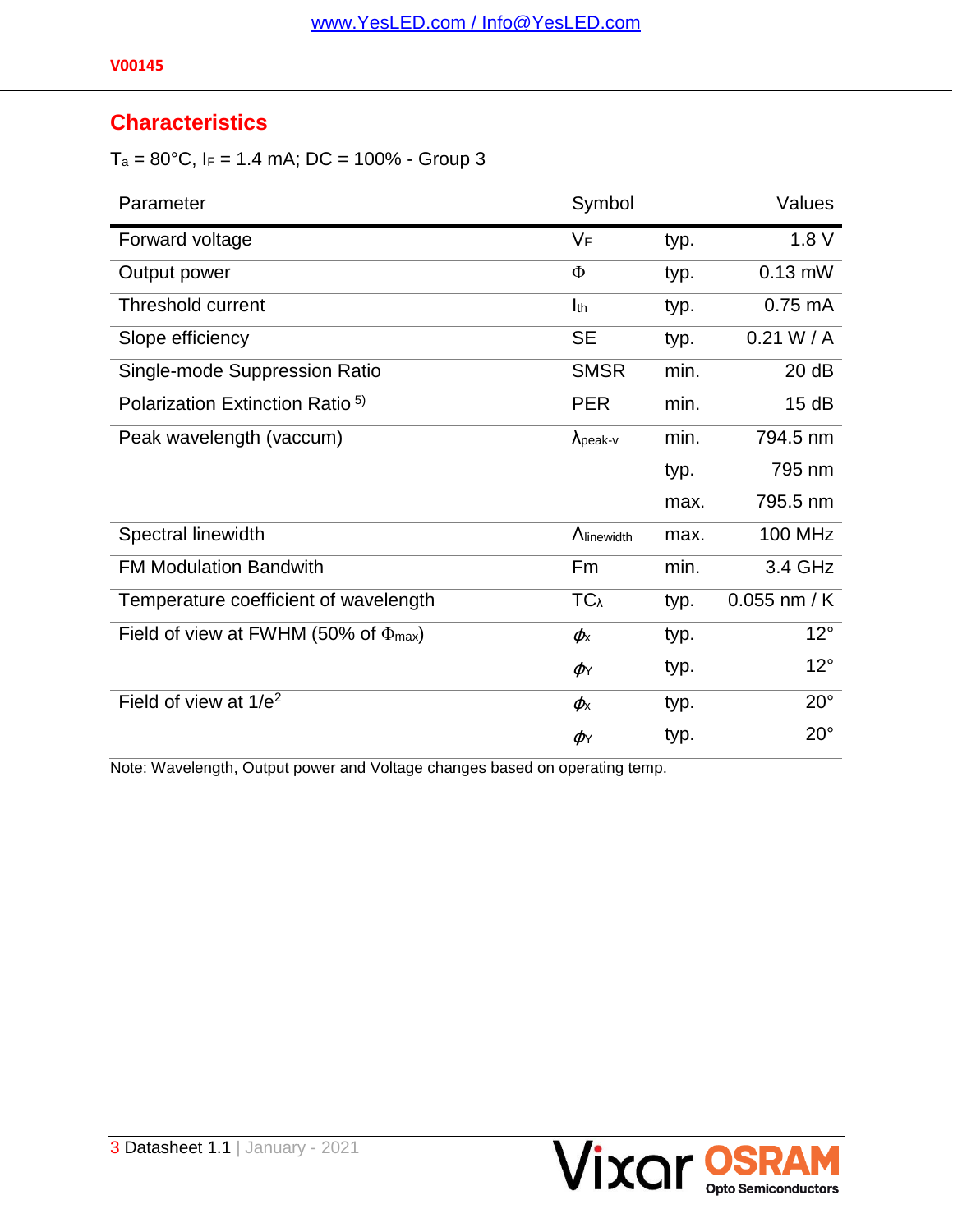## Characteristics

$T_a$ = 80°C, $I_F$ = 1.4 mA; DC = 100% - Group 3

| Parameter | Symbol | | Values |
|---|---|---|---|
| Forward voltage | $V_F$ | typ. | 1.8 V |
| Output power | $\Phi$ | typ. | 0.13 mW |
| Threshold current | $I_{th}$ | typ. | 0.75 mA |
| Slope efficiency | SE | typ. | 0.21 W / A |
| Single-mode Suppression Ratio | SMSR | min. | 20 dB |
| Polarization Extinction Ratio [5)] | PER | min. | 15 dB |
| Peak wavelength (vaccum) | $\lambda_{peak\text{-}v}$ | min. | 794.5 nm |
| | | typ. | 795 nm |
| | | max. | 795.5 nm |
| Spectral linewidth | $\Lambda_{linewidth}$ | max. | 100 MHz |
| FM Modulation Bandwith | Fm | min. | 3.4 GHz |
| Temperature coefficient of wavelength | $TC_\lambda$ | typ. | 0.055 nm / K |
| Field of view at FWHM (50% of $\Phi_{max}$) | $\phi_X$ | typ. | 12° |
| | $\phi_Y$ | typ. | 12° |
| Field of view at $1/e^2$ | $\phi_X$ | typ. | 20° |
| | $\phi_Y$ | typ. | 20° |

Note: Wavelength, Output power and Voltage changes based on operating temp.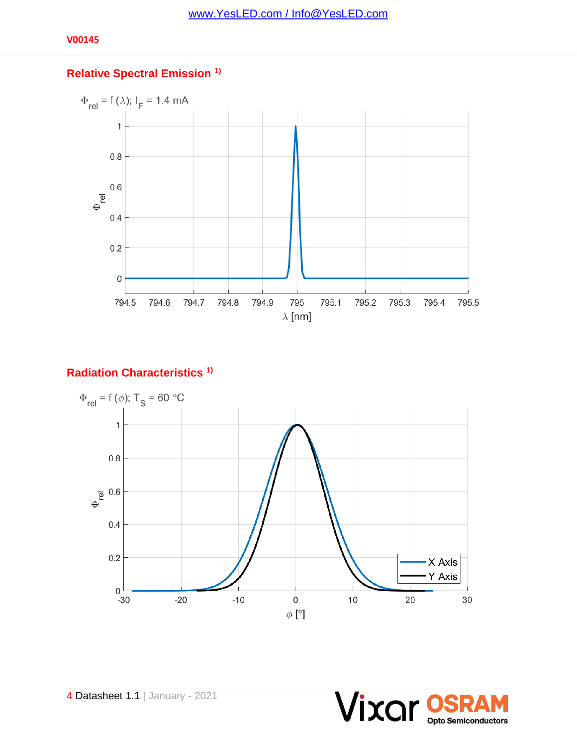## Relative Spectral Emission [1)]

$\Phi_{rel} = f(\lambda)$; $I_F$ = 1.4 mA

$\Phi_{rel}$

1
0.8
0.6
0.4
0.2
0

794.5 794.6 794.7 794.8 794.9 795 795.1 795.2 795.3 795.4 795.5

$\lambda$ [nm]

## Radiation Characteristics [1)]

$\Phi_{rel} = f(\phi)$; $T_S$ = 60 °C

$\Phi_{rel}$

1
0.8
0.6
0.4
0.2
0

-30 -20 -10 0 10 20 30

$\phi$ [°]

X Axis
Y Axis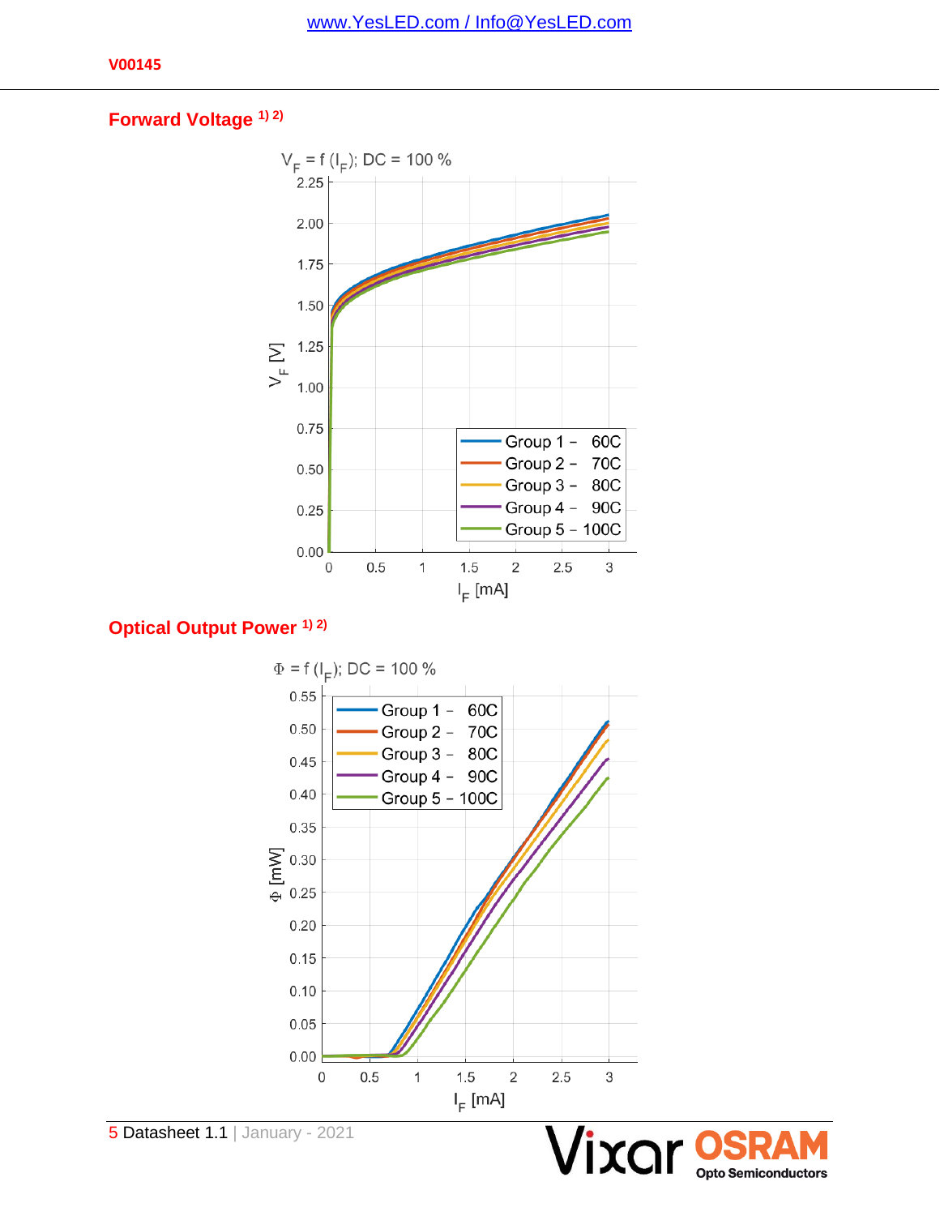V00145

## Forward Voltage [1) 2)]

$V_F = f(I_F)$; DC = 100 %

2.25
2.00
1.75
1.50
1.25
1.00
0.75
0.50
0.25
0.00

$V_F$ [V]

0 0.5 1 1.5 2 2.5 3

$I_F$ [mA]

Group 1 – 60C
Group 2 – 70C
Group 3 – 80C
Group 4 – 90C
Group 5 – 100C

## Optical Output Power [1) 2)]

$\Phi = f(I_F)$; DC = 100 %

0.55
0.50
0.45
0.40
0.35
0.30
0.25
0.20
0.15
0.10
0.05
0.00

$\Phi$ [mW]

0 0.5 1 1.5 2 2.5 3

$I_F$ [mA]

Group 1 – 60C
Group 2 – 70C
Group 3 – 80C
Group 4 – 90C
Group 5 – 100C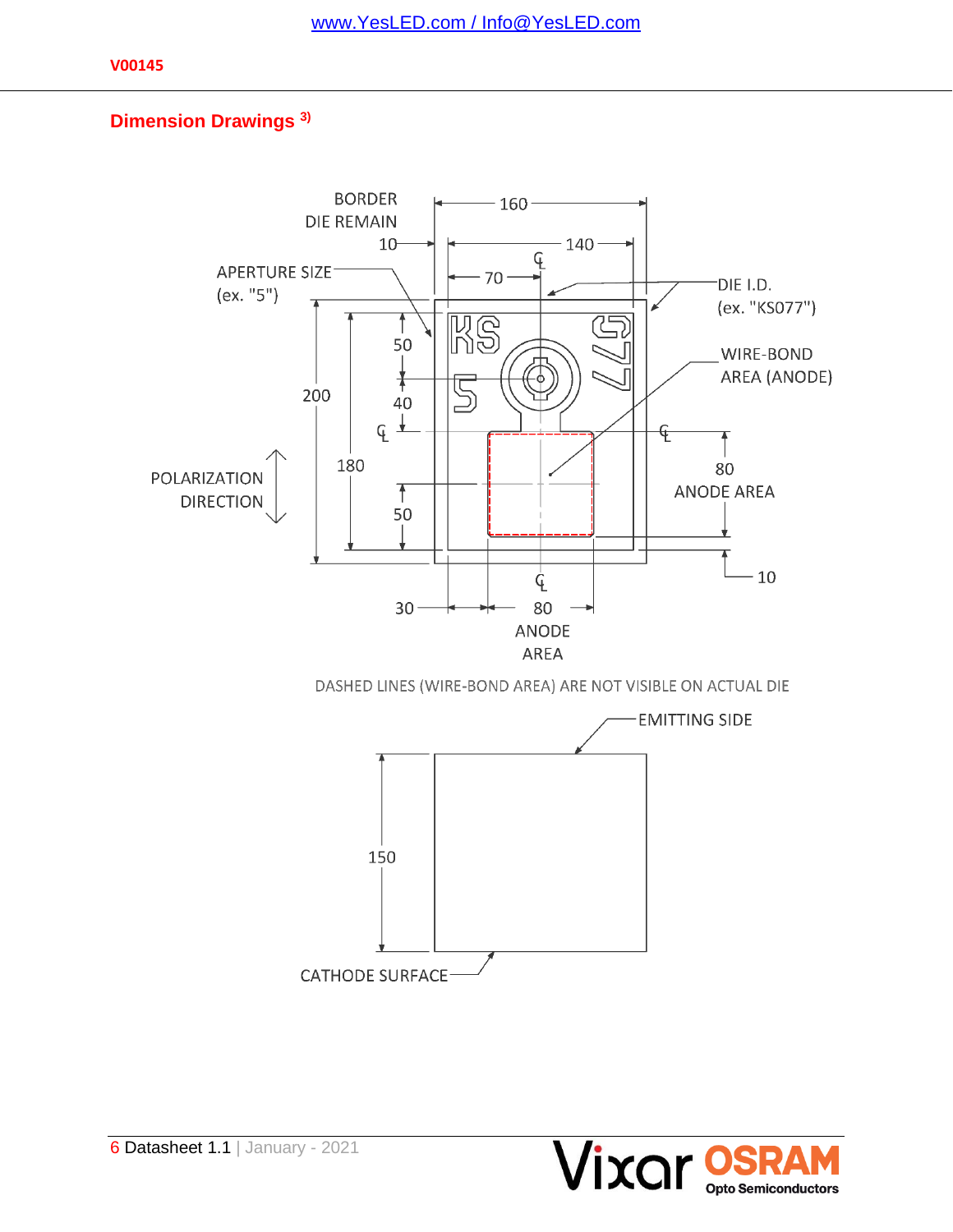## Dimension Drawings [3)]

BORDER
DIE REMAIN
10
160
140
70
APERTURE SIZE
(ex. "5")
DIE I.D.
(ex. "KS077")
WIRE-BOND
AREA (ANODE)
200
180
50
40
50
80
ANODE AREA
10
POLARIZATION
DIRECTION
30
80
ANODE
AREA

DASHED LINES (WIRE-BOND AREA) ARE NOT VISIBLE ON ACTUAL DIE

EMITTING SIDE
150
CATHODE SURFACE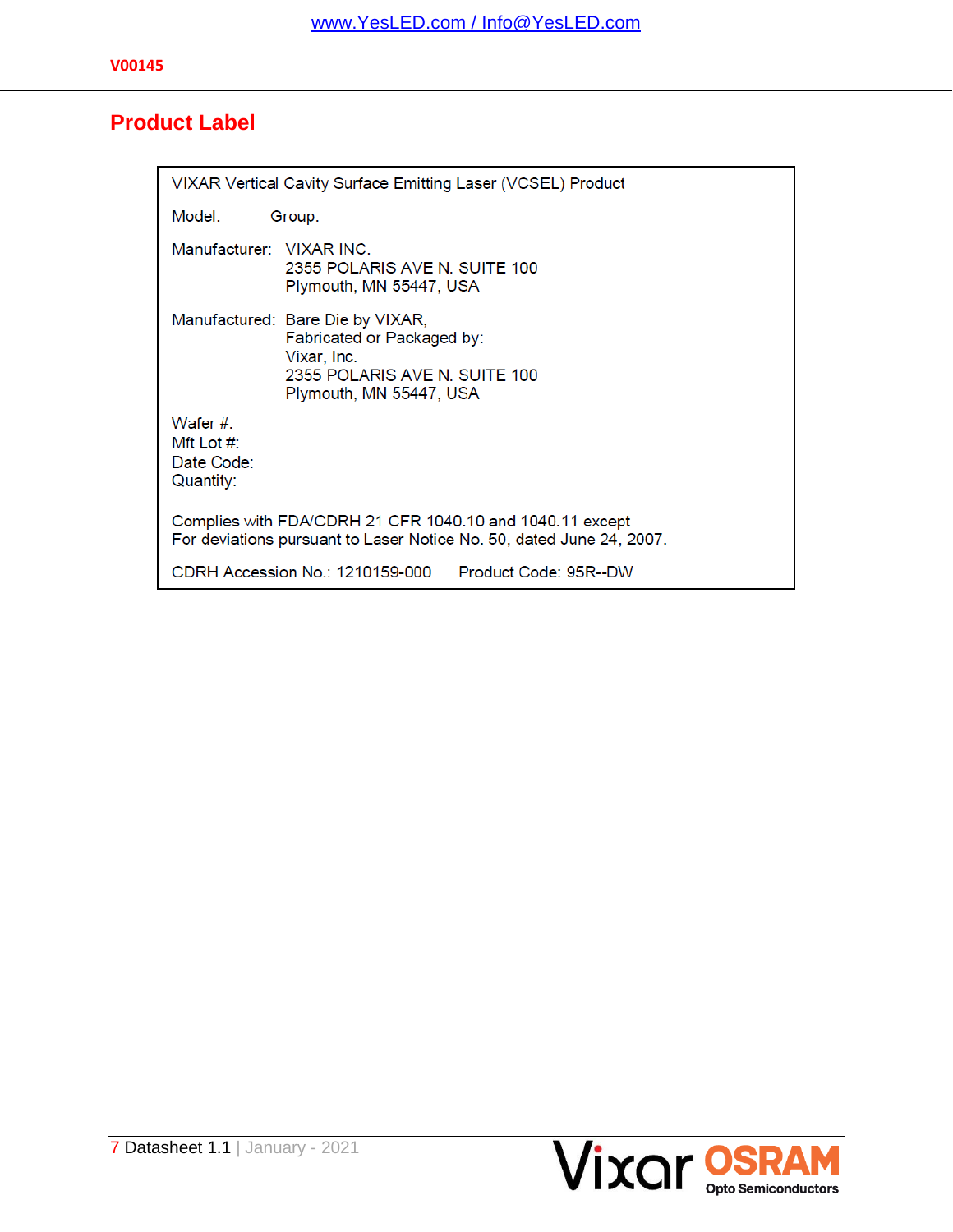## Product Label

VIXAR Vertical Cavity Surface Emitting Laser (VCSEL) Product

Model: Group:

Manufacturer: VIXAR INC.
2355 POLARIS AVE N. SUITE 100
Plymouth, MN 55447, USA

Manufactured: Bare Die by VIXAR,
Fabricated or Packaged by:
Vixar, Inc.
2355 POLARIS AVE N. SUITE 100
Plymouth, MN 55447, USA

Wafer #:
Mft Lot #:
Date Code:
Quantity:

Complies with FDA/CDRH 21 CFR 1040.10 and 1040.11 except
For deviations pursuant to Laser Notice No. 50, dated June 24, 2007.

CDRH Accession No.: 1210159-000 Product Code: 95R--DW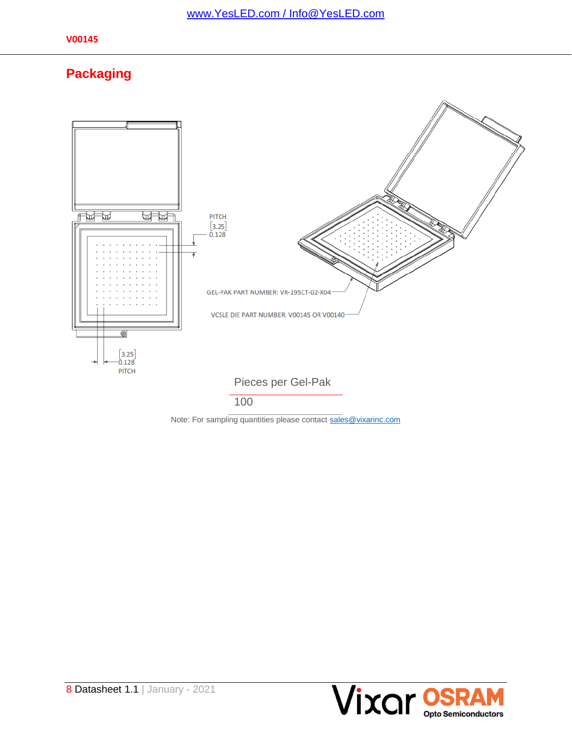## Packaging

PITCH
[3.25]
0.128

GEL-PAK PART NUMBER: VR-195CT-02-X04

VCSLE DIE PART NUMBER: V00145 OR V00140

[3.25]
0.128
PITCH

| Pieces per Gel-Pak |
|---|
| 100 |

Note: For sampling quantities please contact sales@vixarinc.com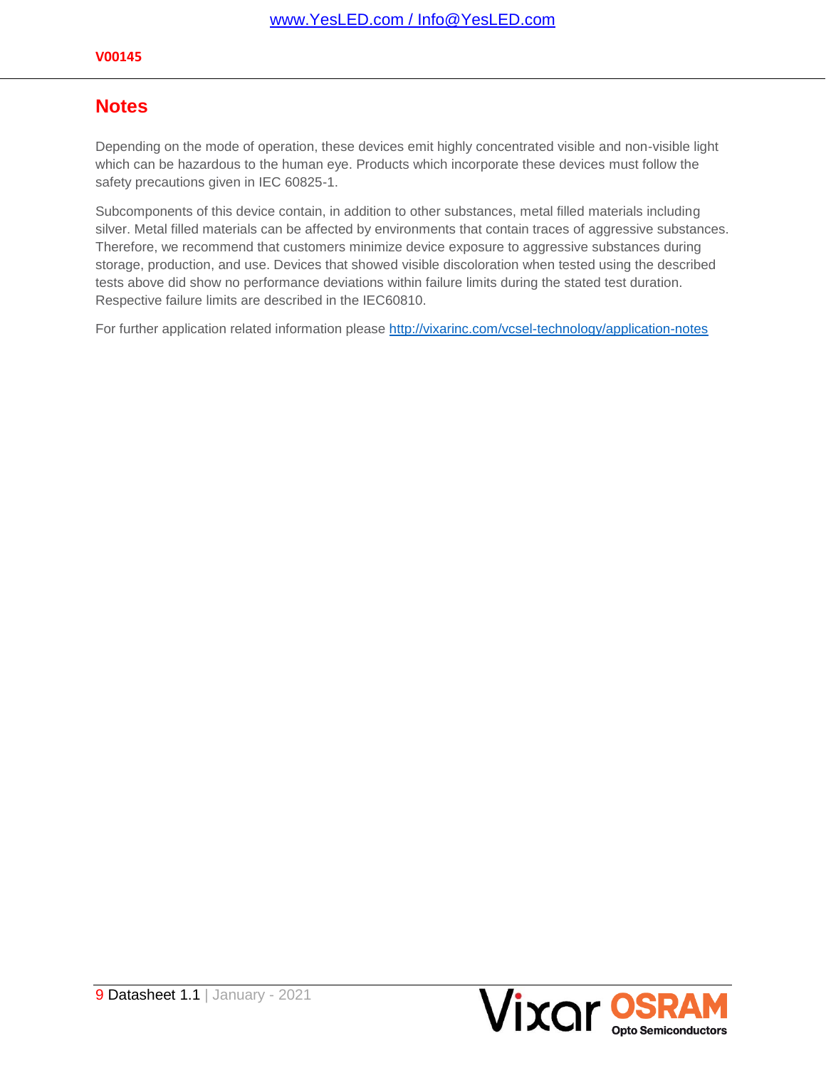## Notes

Depending on the mode of operation, these devices emit highly concentrated visible and non-visible light which can be hazardous to the human eye. Products which incorporate these devices must follow the safety precautions given in IEC 60825-1.

Subcomponents of this device contain, in addition to other substances, metal filled materials including silver. Metal filled materials can be affected by environments that contain traces of aggressive substances. Therefore, we recommend that customers minimize device exposure to aggressive substances during storage, production, and use. Devices that showed visible discoloration when tested using the described tests above did show no performance deviations within failure limits during the stated test duration. Respective failure limits are described in the IEC60810.

For further application related information please [http://vixarinc.com/vcsel-technology/application-notes](http://vixarinc.com/vcsel-technology/application-notes)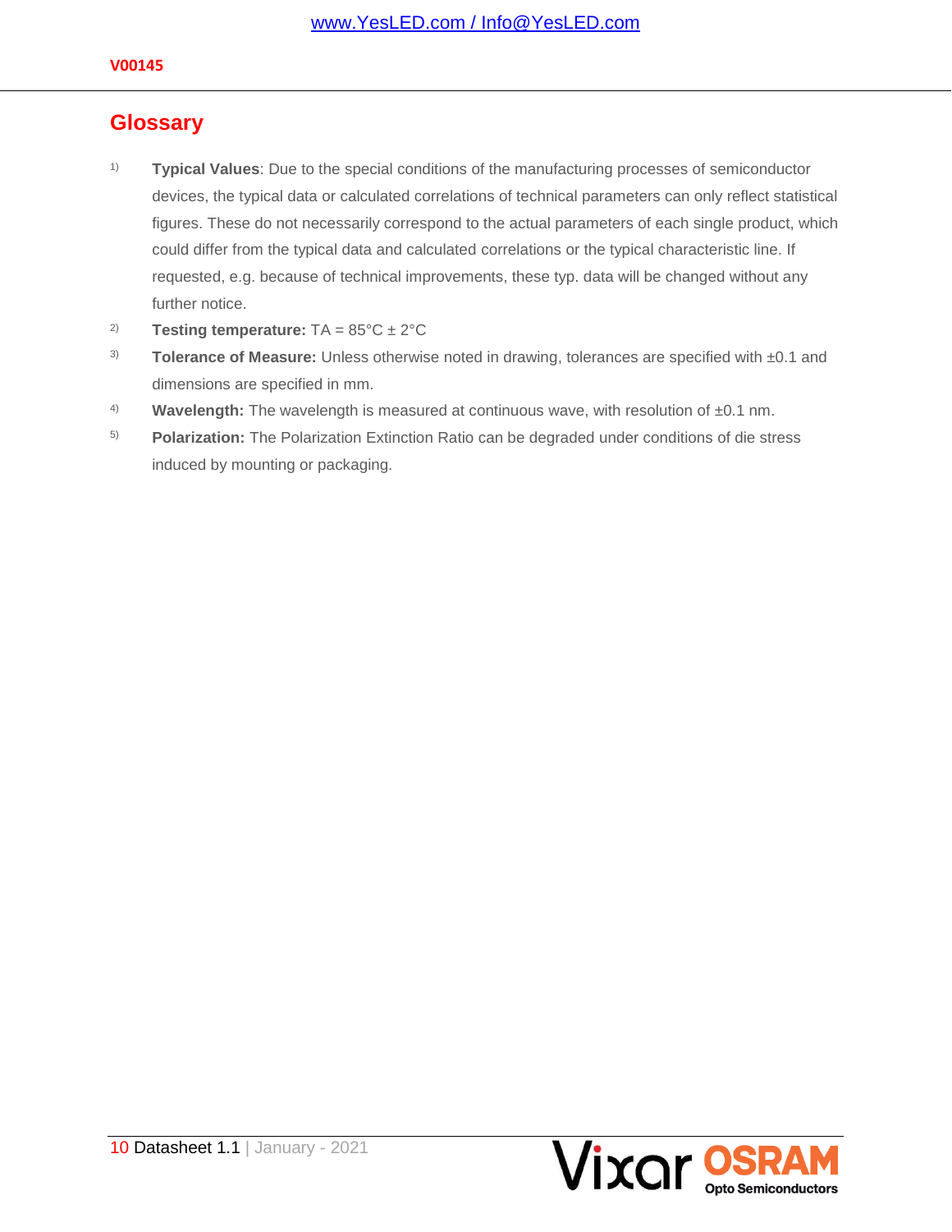## Glossary

1) **Typical Values**: Due to the special conditions of the manufacturing processes of semiconductor devices, the typical data or calculated correlations of technical parameters can only reflect statistical figures. These do not necessarily correspond to the actual parameters of each single product, which could differ from the typical data and calculated correlations or the typical characteristic line. If requested, e.g. because of technical improvements, these typ. data will be changed without any further notice.

2) **Testing temperature:** TA = 85°C ± 2°C

3) **Tolerance of Measure:** Unless otherwise noted in drawing, tolerances are specified with ±0.1 and dimensions are specified in mm.

4) **Wavelength:** The wavelength is measured at continuous wave, with resolution of ±0.1 nm.

5) **Polarization:** The Polarization Extinction Ratio can be degraded under conditions of die stress induced by mounting or packaging.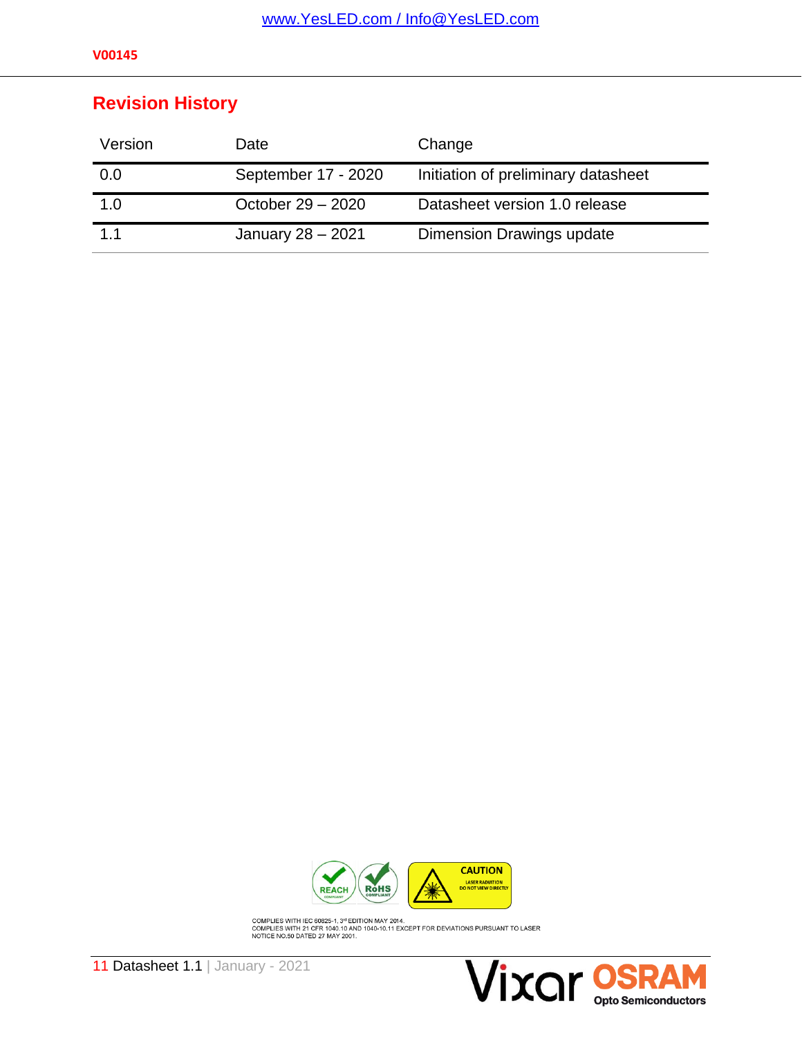## Revision History

| Version | Date | Change |
|---|---|---|
| 0.0 | September 17 - 2020 | Initiation of preliminary datasheet |
| 1.0 | October 29 – 2020 | Datasheet version 1.0 release |
| 1.1 | January 28 – 2021 | Dimension Drawings update |

COMPLIES WITH IEC 60825-1, 3rd EDITION MAY 2014.
COMPLIES WITH 21 CFR 1040.10 AND 1040-10.11 EXCEPT FOR DEVIATIONS PURSUANT TO LASER NOTICE NO.50 DATED 27 MAY 2001.